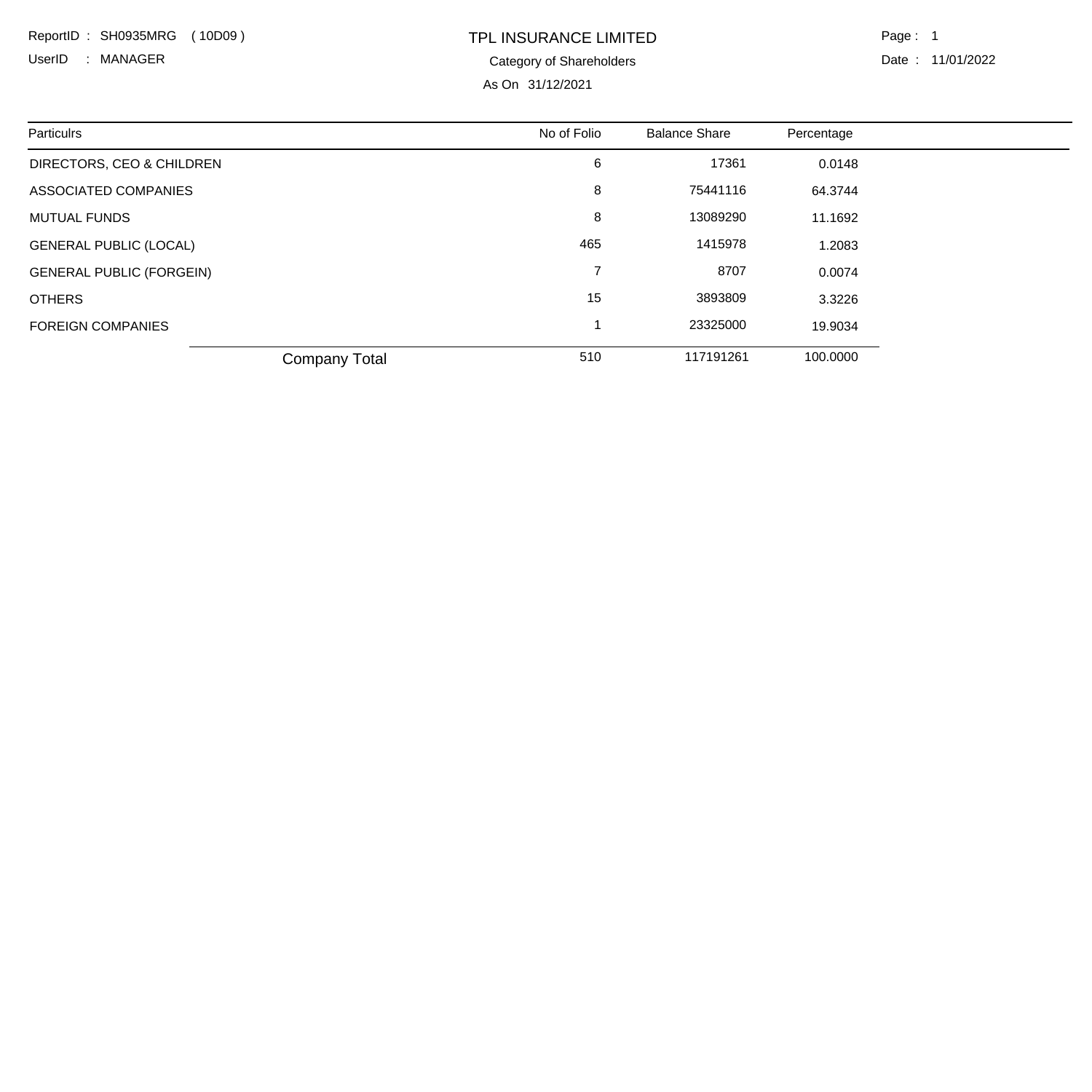ReportID : SH0935MRG ( 10D09 )

UserID : MANAGER

# TPL INSURANCE LIMITED

## Category of Shareholders

As On 31/12/2021

Page : 1

Date : 11/01/2022

| Particulrs | No of Folio | Balance Share | Percentage |
|---|---|---|---|
| DIRECTORS, CEO & CHILDREN | 6 | 17361 | 0.0148 |
| ASSOCIATED COMPANIES | 8 | 75441116 | 64.3744 |
| MUTUAL FUNDS | 8 | 13089290 | 11.1692 |
| GENERAL PUBLIC (LOCAL) | 465 | 1415978 | 1.2083 |
| GENERAL PUBLIC (FORGEIN) | 7 | 8707 | 0.0074 |
| OTHERS | 15 | 3893809 | 3.3226 |
| FOREIGN COMPANIES | 1 | 23325000 | 19.9034 |
| Company Total | 510 | 117191261 | 100.0000 |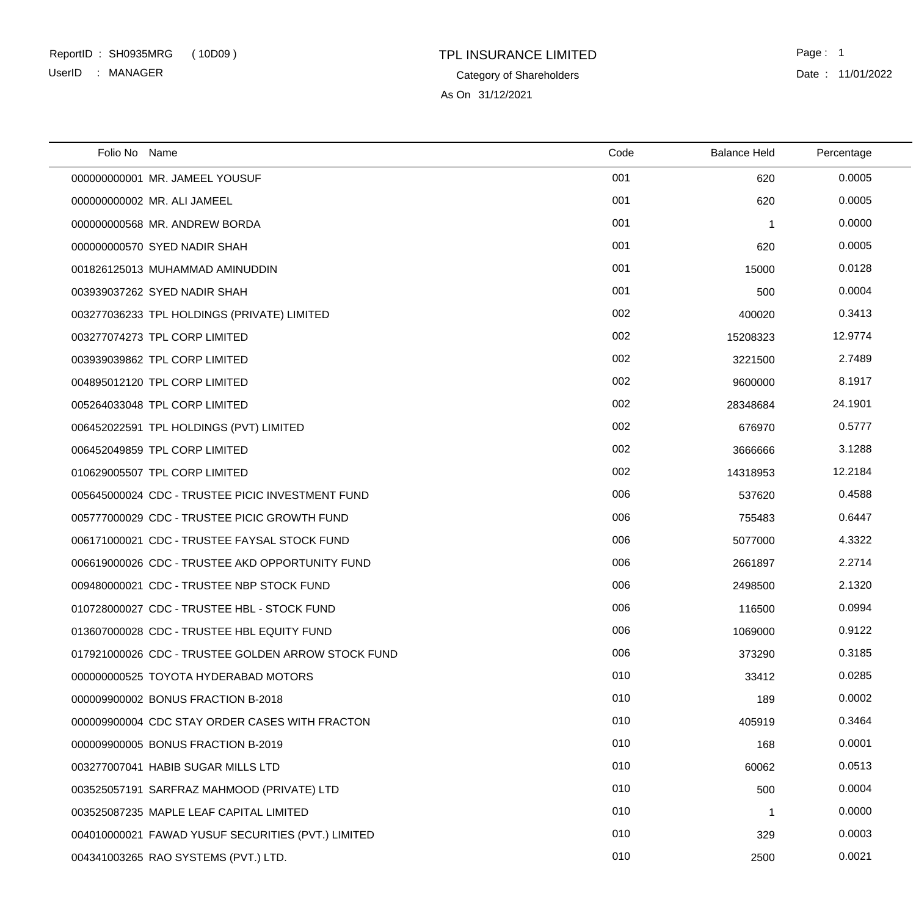ReportID : SH0935MRG ( 10D09 )
UserID : MANAGER

# TPL INSURANCE LIMITED

Category of Shareholders

As On 31/12/2021

Date : 11/01/2022

| Folio No | Name | Code | Balance Held | Percentage |
|---|---|---|---|---|
| 000000000001 | MR. JAMEEL YOUSUF | 001 | 620 | 0.0005 |
| 000000000002 | MR. ALI JAMEEL | 001 | 620 | 0.0005 |
| 000000000568 | MR. ANDREW BORDA | 001 | 1 | 0.0000 |
| 000000000570 | SYED NADIR SHAH | 001 | 620 | 0.0005 |
| 001826125013 | MUHAMMAD AMINUDDIN | 001 | 15000 | 0.0128 |
| 003939037262 | SYED NADIR SHAH | 001 | 500 | 0.0004 |
| 003277036233 | TPL HOLDINGS (PRIVATE) LIMITED | 002 | 400020 | 0.3413 |
| 003277074273 | TPL CORP LIMITED | 002 | 15208323 | 12.9774 |
| 003939039862 | TPL CORP LIMITED | 002 | 3221500 | 2.7489 |
| 004895012120 | TPL CORP LIMITED | 002 | 9600000 | 8.1917 |
| 005264033048 | TPL CORP LIMITED | 002 | 28348684 | 24.1901 |
| 006452022591 | TPL HOLDINGS (PVT) LIMITED | 002 | 676970 | 0.5777 |
| 006452049859 | TPL CORP LIMITED | 002 | 3666666 | 3.1288 |
| 010629005507 | TPL CORP LIMITED | 002 | 14318953 | 12.2184 |
| 005645000024 | CDC - TRUSTEE PICIC INVESTMENT FUND | 006 | 537620 | 0.4588 |
| 005777000029 | CDC - TRUSTEE PICIC GROWTH FUND | 006 | 755483 | 0.6447 |
| 006171000021 | CDC - TRUSTEE FAYSAL STOCK FUND | 006 | 5077000 | 4.3322 |
| 006619000026 | CDC - TRUSTEE AKD OPPORTUNITY FUND | 006 | 2661897 | 2.2714 |
| 009480000021 | CDC - TRUSTEE NBP STOCK FUND | 006 | 2498500 | 2.1320 |
| 010728000027 | CDC - TRUSTEE HBL - STOCK FUND | 006 | 116500 | 0.0994 |
| 013607000028 | CDC - TRUSTEE HBL EQUITY FUND | 006 | 1069000 | 0.9122 |
| 017921000026 | CDC - TRUSTEE GOLDEN ARROW STOCK FUND | 006 | 373290 | 0.3185 |
| 000000000525 | TOYOTA HYDERABAD MOTORS | 010 | 33412 | 0.0285 |
| 000009900002 | BONUS FRACTION B-2018 | 010 | 189 | 0.0002 |
| 000009900004 | CDC STAY ORDER CASES WITH FRACTON | 010 | 405919 | 0.3464 |
| 000009900005 | BONUS FRACTION B-2019 | 010 | 168 | 0.0001 |
| 003277007041 | HABIB SUGAR MILLS LTD | 010 | 60062 | 0.0513 |
| 003525057191 | SARFRAZ MAHMOOD (PRIVATE) LTD | 010 | 500 | 0.0004 |
| 003525087235 | MAPLE LEAF CAPITAL LIMITED | 010 | 1 | 0.0000 |
| 004010000021 | FAWAD YUSUF SECURITIES (PVT.) LIMITED | 010 | 329 | 0.0003 |
| 004341003265 | RAO SYSTEMS (PVT.) LTD. | 010 | 2500 | 0.0021 |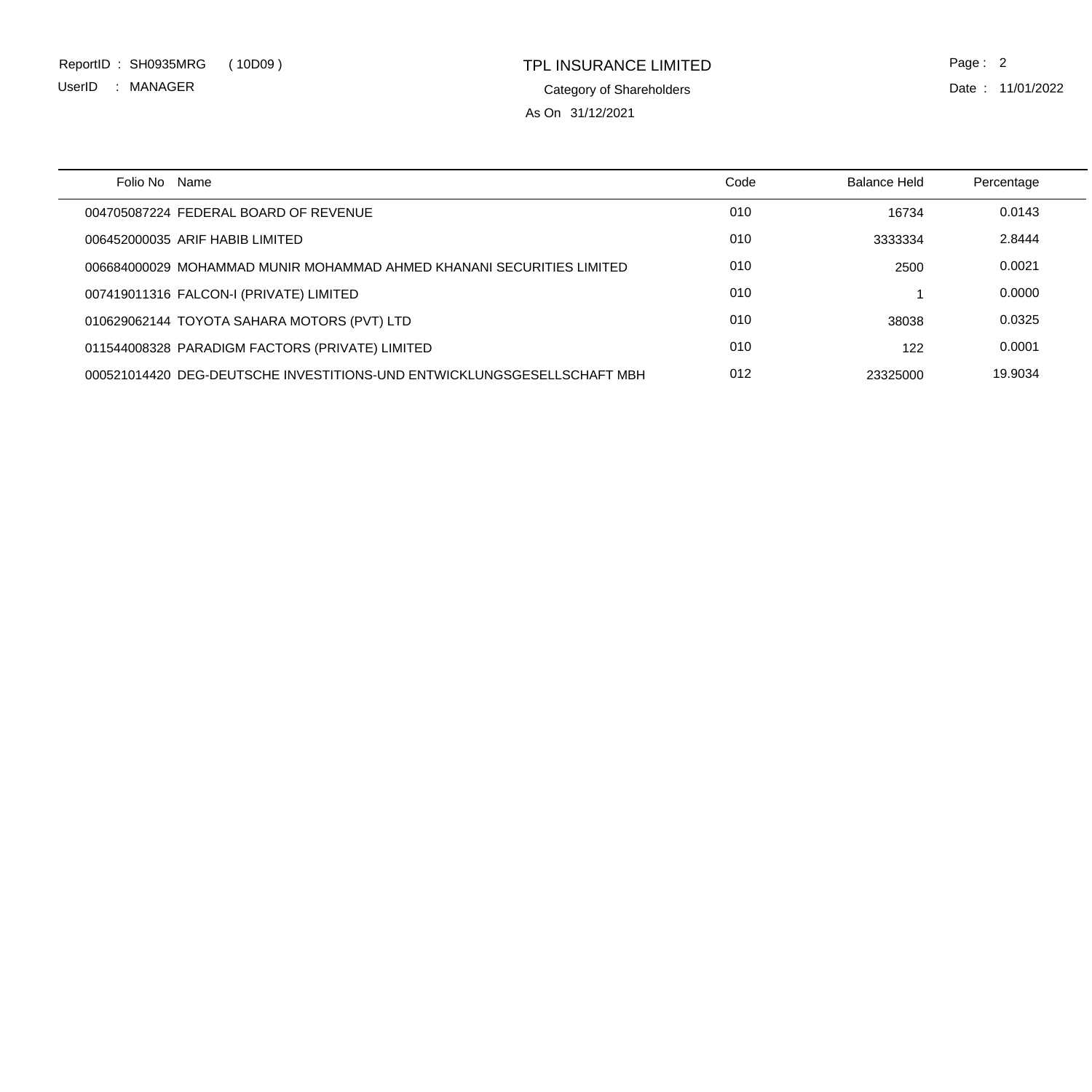# TPL INSURANCE LIMITED

Category of Shareholders

As On 31/12/2021

| Folio No | Name | Code | Balance Held | Percentage |
|---|---|---|---|---|
| 004705087224 | FEDERAL BOARD OF REVENUE | 010 | 16734 | 0.0143 |
| 006452000035 | ARIF HABIB LIMITED | 010 | 3333334 | 2.8444 |
| 006684000029 | MOHAMMAD MUNIR MOHAMMAD AHMED KHANANI SECURITIES LIMITED | 010 | 2500 | 0.0021 |
| 007419011316 | FALCON-I (PRIVATE) LIMITED | 010 | 1 | 0.0000 |
| 010629062144 | TOYOTA SAHARA MOTORS (PVT) LTD | 010 | 38038 | 0.0325 |
| 011544008328 | PARADIGM FACTORS (PRIVATE) LIMITED | 010 | 122 | 0.0001 |
| 000521014420 | DEG-DEUTSCHE INVESTITIONS-UND ENTWICKLUNGSGESELLSCHAFT MBH | 012 | 23325000 | 19.9034 |